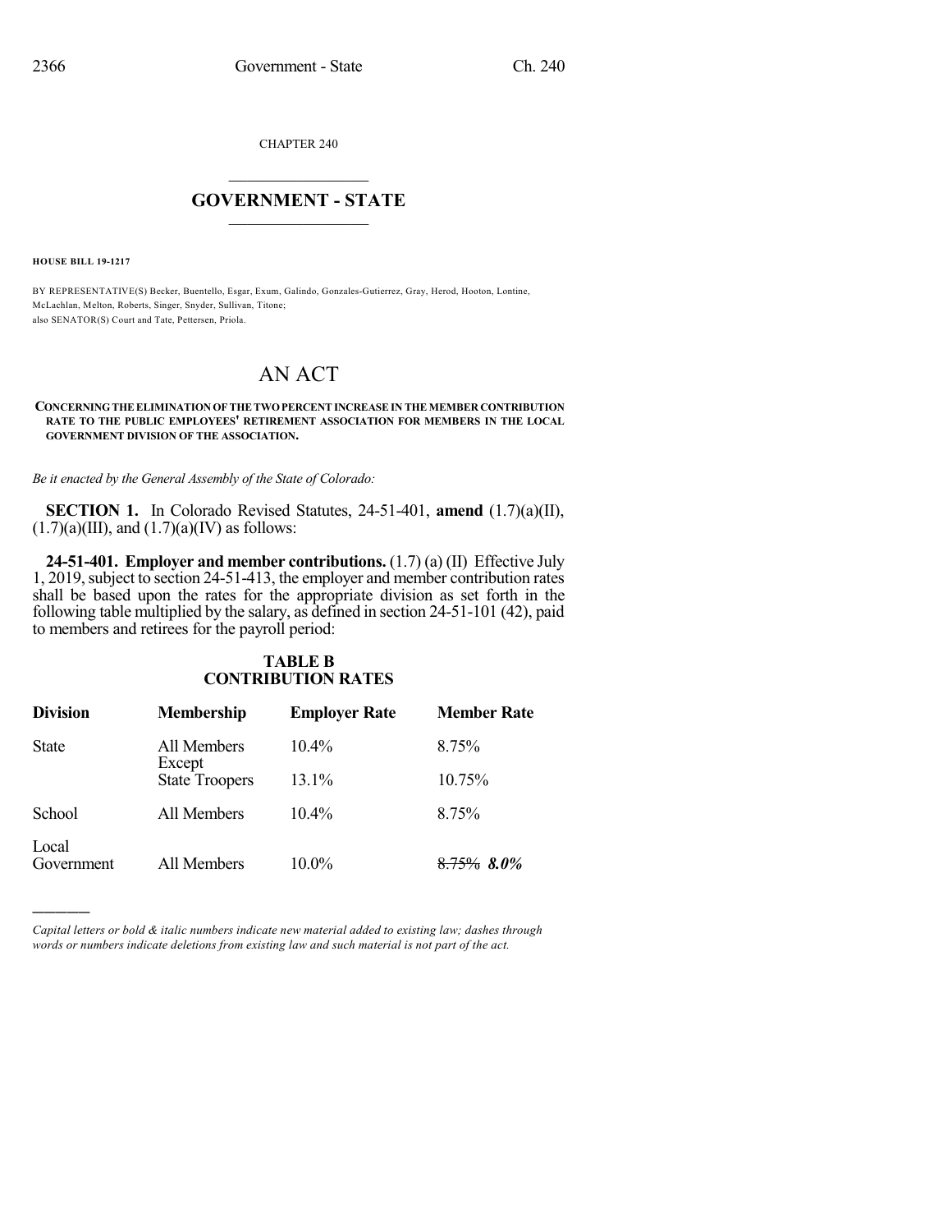CHAPTER 240

# GOVERNMENT - STATE

**HOUSE BILL 19-1217**

BY REPRESENTATIVE(S) Becker, Buentello, Esgar, Exum, Galindo, Gonzales-Gutierrez, Gray, Herod, Hooton, Lontine, McLachlan, Melton, Roberts, Singer, Snyder, Sullivan, Titone;
also SENATOR(S) Court and Tate, Pettersen, Priola.

# AN ACT

**CONCERNING THE ELIMINATION OF THE TWO PERCENT INCREASE IN THE MEMBER CONTRIBUTION RATE TO THE PUBLIC EMPLOYEES' RETIREMENT ASSOCIATION FOR MEMBERS IN THE LOCAL GOVERNMENT DIVISION OF THE ASSOCIATION.**

*Be it enacted by the General Assembly of the State of Colorado:*

**SECTION 1.** In Colorado Revised Statutes, 24-51-401, **amend** (1.7)(a)(II), (1.7)(a)(III), and (1.7)(a)(IV) as follows:

**24-51-401. Employer and member contributions.** (1.7) (a) (II) Effective July 1, 2019, subject to section 24-51-413, the employer and member contribution rates shall be based upon the rates for the appropriate division as set forth in the following table multiplied by the salary, as defined in section 24-51-101 (42), paid to members and retirees for the payroll period:

**TABLE B**
**CONTRIBUTION RATES**

| Division | Membership | Employer Rate | Member Rate |
|---|---|---|---|
| State | All Members Except | 10.4% | 8.75% |
| | State Troopers | 13.1% | 10.75% |
| School | All Members | 10.4% | 8.75% |
| Local Government | All Members | 10.0% | ~~8.75%~~ ***8.0%*** |

---

*Capital letters or bold & italic numbers indicate new material added to existing law; dashes through words or numbers indicate deletions from existing law and such material is not part of the act.*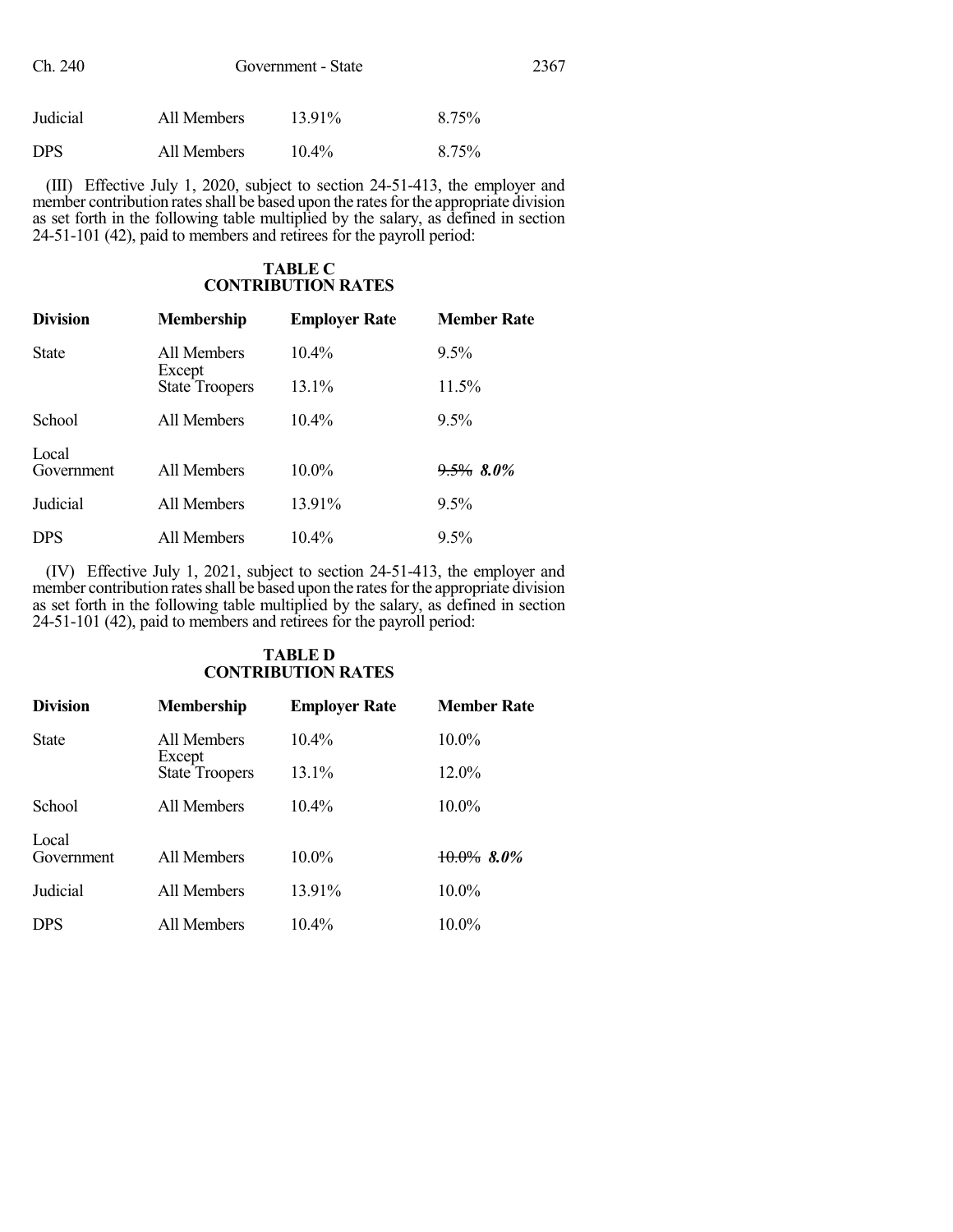| | | | |
|---|---|---|---|
| Judicial | All Members | 13.91% | 8.75% |
| DPS | All Members | 10.4% | 8.75% |

(III) Effective July 1, 2020, subject to section 24-51-413, the employer and member contribution rates shall be based upon the rates for the appropriate division as set forth in the following table multiplied by the salary, as defined in section 24-51-101 (42), paid to members and retirees for the payroll period:

**TABLE C**
**CONTRIBUTION RATES**

| Division | Membership | Employer Rate | Member Rate |
|---|---|---|---|
| State | All Members Except | 10.4% | 9.5% |
| | State Troopers | 13.1% | 11.5% |
| School | All Members | 10.4% | 9.5% |
| Local Government | All Members | 10.0% | ~~9.5%~~ ***8.0%*** |
| Judicial | All Members | 13.91% | 9.5% |
| DPS | All Members | 10.4% | 9.5% |

(IV) Effective July 1, 2021, subject to section 24-51-413, the employer and member contribution rates shall be based upon the rates for the appropriate division as set forth in the following table multiplied by the salary, as defined in section 24-51-101 (42), paid to members and retirees for the payroll period:

**TABLE D**
**CONTRIBUTION RATES**

| Division | Membership | Employer Rate | Member Rate |
|---|---|---|---|
| State | All Members Except | 10.4% | 10.0% |
| | State Troopers | 13.1% | 12.0% |
| School | All Members | 10.4% | 10.0% |
| Local Government | All Members | 10.0% | ~~10.0%~~ ***8.0%*** |
| Judicial | All Members | 13.91% | 10.0% |
| DPS | All Members | 10.4% | 10.0% |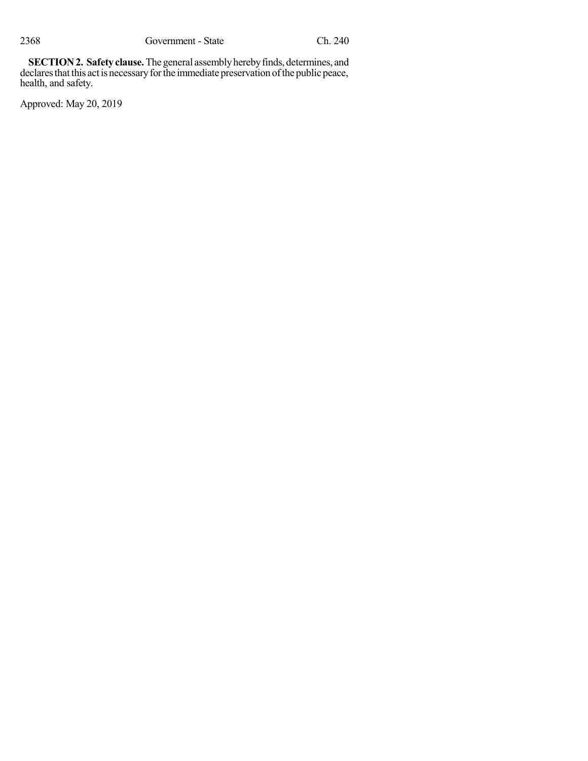**SECTION 2. Safety clause.** The general assembly hereby finds, determines, and declares that this act is necessary for the immediate preservation of the public peace, health, and safety.

Approved: May 20, 2019